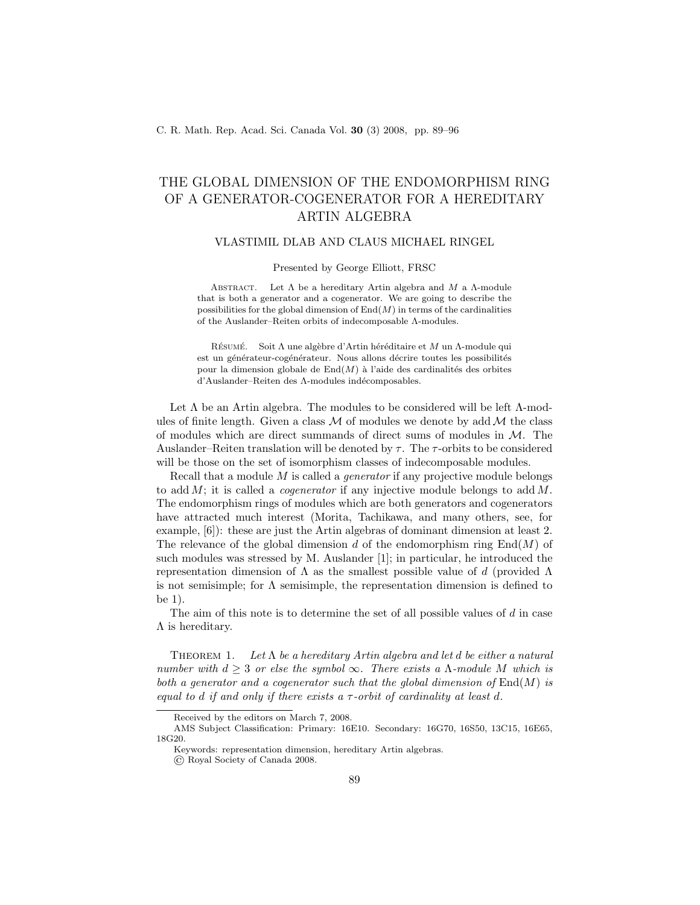# THE GLOBAL DIMENSION OF THE ENDOMORPHISM RING OF A GENERATOR-COGENERATOR FOR A HEREDITARY ARTIN ALGEBRA

VLASTIMIL DLAB AND CLAUS MICHAEL RINGEL

Presented by George Elliott, FRSC

ABSTRACT. Let $\Lambda$ be a hereditary Artin algebra and $M$ a $\Lambda$-module that is both a generator and a cogenerator. We are going to describe the possibilities for the global dimension of $\operatorname{End}(M)$ in terms of the cardinalities of the Auslander–Reiten orbits of indecomposable $\Lambda$-modules.

RÉSUMÉ. Soit $\Lambda$ une algèbre d'Artin héréditaire et $M$ un $\Lambda$-module qui est un générateur-cogénérateur. Nous allons décrire toutes les possibilités pour la dimension globale de $\operatorname{End}(M)$ à l'aide des cardinalités des orbites d'Auslander–Reiten des $\Lambda$-modules indécomposables.

Let $\Lambda$ be an Artin algebra. The modules to be considered will be left $\Lambda$-modules of finite length. Given a class $\mathcal{M}$ of modules we denote by $\operatorname{add} \mathcal{M}$ the class of modules which are direct summands of direct sums of modules in $\mathcal{M}$. The Auslander–Reiten translation will be denoted by $\tau$. The $\tau$-orbits to be considered will be those on the set of isomorphism classes of indecomposable modules.

Recall that a module $M$ is called a *generator* if any projective module belongs to $\operatorname{add} M$; it is called a *cogenerator* if any injective module belongs to $\operatorname{add} M$. The endomorphism rings of modules which are both generators and cogenerators have attracted much interest (Morita, Tachikawa, and many others, see, for example, [6]): these are just the Artin algebras of dominant dimension at least 2. The relevance of the global dimension $d$ of the endomorphism ring $\operatorname{End}(M)$ of such modules was stressed by M. Auslander [1]; in particular, he introduced the representation dimension of $\Lambda$ as the smallest possible value of $d$ (provided $\Lambda$ is not semisimple; for $\Lambda$ semisimple, the representation dimension is defined to be 1).

The aim of this note is to determine the set of all possible values of $d$ in case $\Lambda$ is hereditary.

THEOREM 1. *Let $\Lambda$ be a hereditary Artin algebra and let $d$ be either a natural number with $d \geq 3$ or else the symbol $\infty$. There exists a $\Lambda$-module $M$ which is both a generator and a cogenerator such that the global dimension of $\operatorname{End}(M)$ is equal to $d$ if and only if there exists a $\tau$-orbit of cardinality at least $d$.*

---

Received by the editors on March 7, 2008.

AMS Subject Classification: Primary: 16E10. Secondary: 16G70, 16S50, 13C15, 16E65, 18G20.

Keywords: representation dimension, hereditary Artin algebras.

© Royal Society of Canada 2008.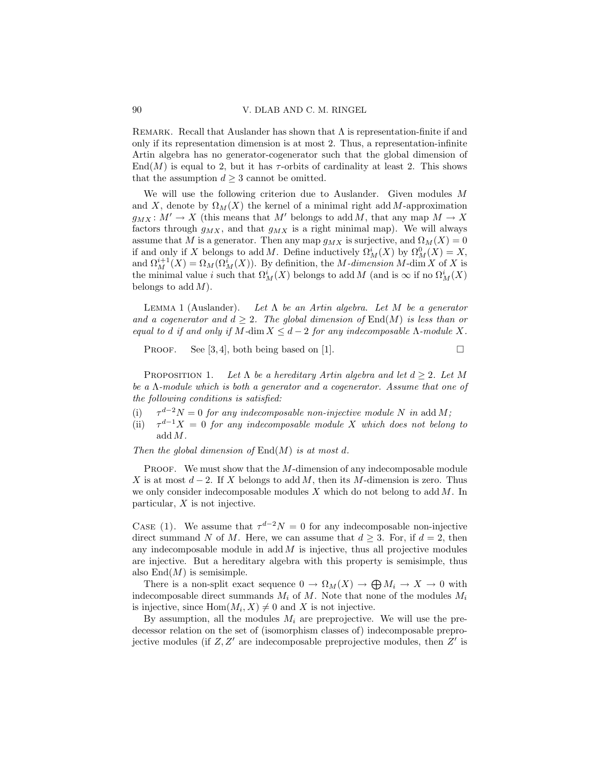Remark. Recall that Auslander has shown that $\Lambda$ is representation-finite if and only if its representation dimension is at most 2. Thus, a representation-infinite Artin algebra has no generator-cogenerator such that the global dimension of $\operatorname{End}(M)$ is equal to 2, but it has $\tau$-orbits of cardinality at least 2. This shows that the assumption $d \geq 3$ cannot be omitted.

We will use the following criterion due to Auslander. Given modules $M$ and $X$, denote by $\Omega_M(X)$ the kernel of a minimal right $\operatorname{add} M$-approximation $g_{MX} \colon M' \to X$ (this means that $M'$ belongs to $\operatorname{add} M$, that any map $M \to X$ factors through $g_{MX}$, and that $g_{MX}$ is a right minimal map). We will always assume that $M$ is a generator. Then any map $g_{MX}$ is surjective, and $\Omega_M(X) = 0$ if and only if $X$ belongs to $\operatorname{add} M$. Define inductively $\Omega^i_M(X)$ by $\Omega^0_M(X) = X$, and $\Omega^{i+1}_M(X) = \Omega_M(\Omega^i_M(X))$. By definition, the *$M$-dimension* $M\text{-}\dim X$ of $X$ is the minimal value $i$ such that $\Omega^i_M(X)$ belongs to $\operatorname{add} M$ (and is $\infty$ if no $\Omega^i_M(X)$ belongs to $\operatorname{add} M$).

Lemma 1 (Auslander). *Let $\Lambda$ be an Artin algebra. Let $M$ be a generator and a cogenerator and $d \geq 2$. The global dimension of $\operatorname{End}(M)$ is less than or equal to $d$ if and only if $M\text{-}\dim X \leq d-2$ for any indecomposable $\Lambda$-module $X$.*

Proof. See [3,4], both being based on [1]. $\square$

Proposition 1. *Let $\Lambda$ be a hereditary Artin algebra and let $d \geq 2$. Let $M$ be a $\Lambda$-module which is both a generator and a cogenerator. Assume that one of the following conditions is satisfied:*

(i) *$\tau^{d-2}N = 0$ for any indecomposable non-injective module $N$ in $\operatorname{add} M$;*

(ii) *$\tau^{d-1}X = 0$ for any indecomposable module $X$ which does not belong to $\operatorname{add} M$.*

*Then the global dimension of $\operatorname{End}(M)$ is at most $d$.*

Proof. We must show that the $M$-dimension of any indecomposable module $X$ is at most $d-2$. If $X$ belongs to $\operatorname{add} M$, then its $M$-dimension is zero. Thus we only consider indecomposable modules $X$ which do not belong to $\operatorname{add} M$. In particular, $X$ is not injective.

Case (1). We assume that $\tau^{d-2}N = 0$ for any indecomposable non-injective direct summand $N$ of $M$. Here, we can assume that $d \geq 3$. For, if $d = 2$, then any indecomposable module in $\operatorname{add} M$ is injective, thus all projective modules are injective. But a hereditary algebra with this property is semisimple, thus also $\operatorname{End}(M)$ is semisimple.

There is a non-split exact sequence $0 \to \Omega_M(X) \to \bigoplus M_i \to X \to 0$ with indecomposable direct summands $M_i$ of $M$. Note that none of the modules $M_i$ is injective, since $\operatorname{Hom}(M_i, X) \neq 0$ and $X$ is not injective.

By assumption, all the modules $M_i$ are preprojective. We will use the predecessor relation on the set of (isomorphism classes of) indecomposable preprojective modules (if $Z, Z'$ are indecomposable preprojective modules, then $Z'$ is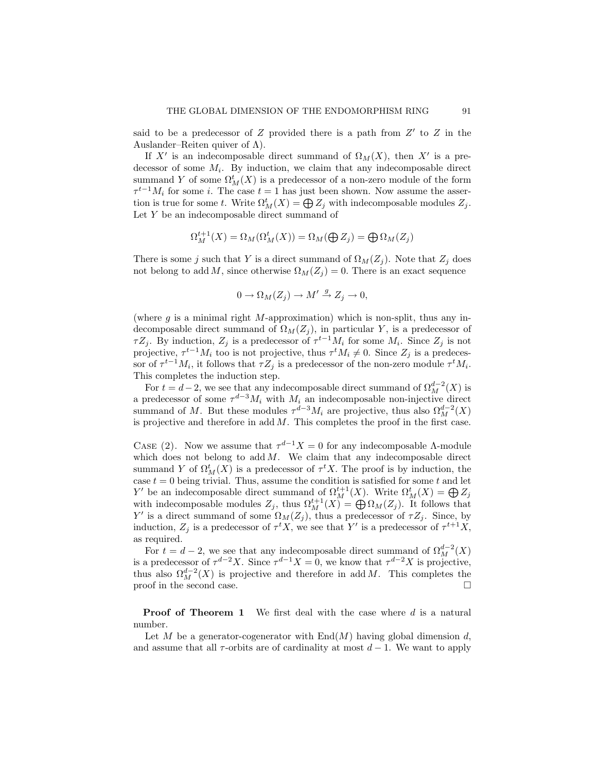said to be a predecessor of $Z$ provided there is a path from $Z'$ to $Z$ in the Auslander–Reiten quiver of $\Lambda$).

If $X'$ is an indecomposable direct summand of $\Omega_M(X)$, then $X'$ is a predecessor of some $M_i$. By induction, we claim that any indecomposable direct summand $Y$ of some $\Omega_M^t(X)$ is a predecessor of a non-zero module of the form $\tau^{t-1}M_i$ for some $i$. The case $t = 1$ has just been shown. Now assume the assertion is true for some $t$. Write $\Omega_M^t(X) = \bigoplus Z_j$ with indecomposable modules $Z_j$. Let $Y$ be an indecomposable direct summand of

$$\Omega_M^{t+1}(X) = \Omega_M(\Omega_M^t(X)) = \Omega_M(\bigoplus Z_j) = \bigoplus \Omega_M(Z_j)$$

There is some $j$ such that $Y$ is a direct summand of $\Omega_M(Z_j)$. Note that $Z_j$ does not belong to $\operatorname{add} M$, since otherwise $\Omega_M(Z_j) = 0$. There is an exact sequence

$$0 \to \Omega_M(Z_j) \to M' \xrightarrow{g} Z_j \to 0,$$

(where $g$ is a minimal right $M$-approximation) which is non-split, thus any indecomposable direct summand of $\Omega_M(Z_j)$, in particular $Y$, is a predecessor of $\tau Z_j$. By induction, $Z_j$ is a predecessor of $\tau^{t-1}M_i$ for some $M_i$. Since $Z_j$ is not projective, $\tau^{t-1}M_i$ too is not projective, thus $\tau^t M_i \neq 0$. Since $Z_j$ is a predecessor of $\tau^{t-1}M_i$, it follows that $\tau Z_j$ is a predecessor of the non-zero module $\tau^t M_i$. This completes the induction step.

For $t = d-2$, we see that any indecomposable direct summand of $\Omega_M^{d-2}(X)$ is a predecessor of some $\tau^{d-3}M_i$ with $M_i$ an indecomposable non-injective direct summand of $M$. But these modules $\tau^{d-3}M_i$ are projective, thus also $\Omega_M^{d-2}(X)$ is projective and therefore in $\operatorname{add} M$. This completes the proof in the first case.

Case (2). Now we assume that $\tau^{d-1}X = 0$ for any indecomposable $\Lambda$-module which does not belong to $\operatorname{add} M$. We claim that any indecomposable direct summand $Y$ of $\Omega_M^t(X)$ is a predecessor of $\tau^t X$. The proof is by induction, the case $t = 0$ being trivial. Thus, assume the condition is satisfied for some $t$ and let $Y'$ be an indecomposable direct summand of $\Omega_M^{t+1}(X)$. Write $\Omega_M^t(X) = \bigoplus Z_j$ with indecomposable modules $Z_j$, thus $\Omega_M^{t+1}(X) = \bigoplus \Omega_M(Z_j)$. It follows that $Y'$ is a direct summand of some $\Omega_M(Z_j)$, thus a predecessor of $\tau Z_j$. Since, by induction, $Z_j$ is a predecessor of $\tau^t X$, we see that $Y'$ is a predecessor of $\tau^{t+1}X$, as required.

For $t = d-2$, we see that any indecomposable direct summand of $\Omega_M^{d-2}(X)$ is a predecessor of $\tau^{d-2}X$. Since $\tau^{d-1}X = 0$, we know that $\tau^{d-2}X$ is projective, thus also $\Omega_M^{d-2}(X)$ is projective and therefore in $\operatorname{add} M$. This completes the proof in the second case. $\square$

**Proof of Theorem 1** We first deal with the case where $d$ is a natural number.

Let $M$ be a generator-cogenerator with $\operatorname{End}(M)$ having global dimension $d$, and assume that all $\tau$-orbits are of cardinality at most $d-1$. We want to apply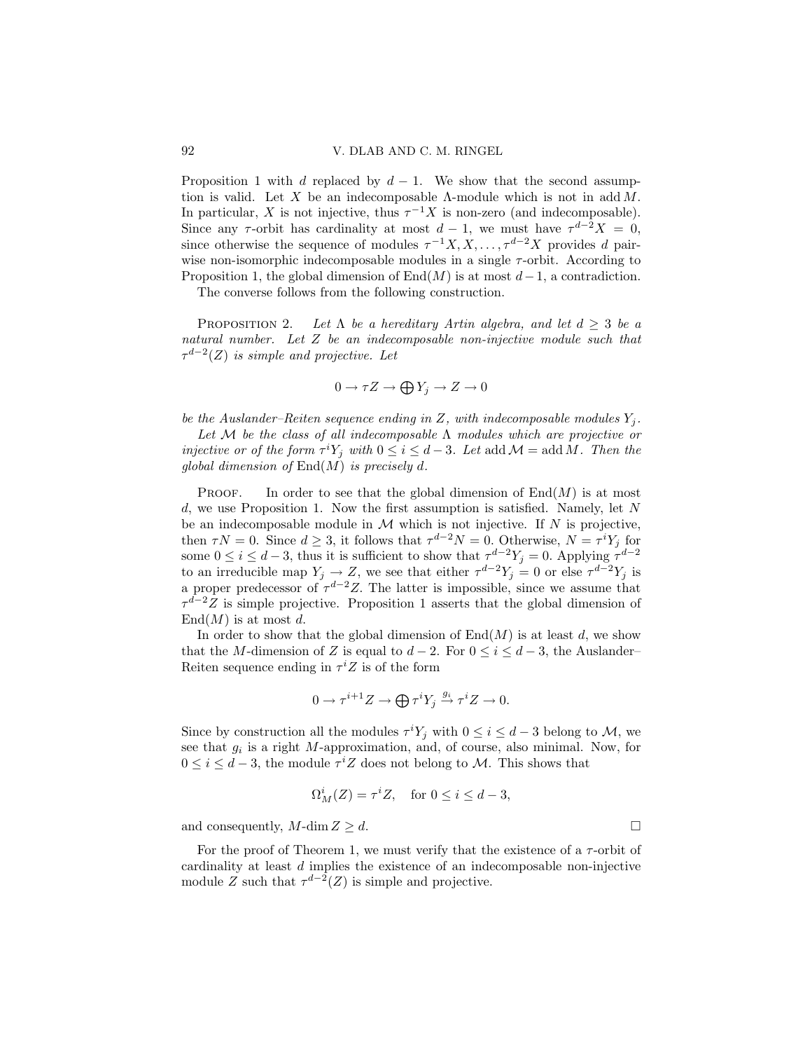Proposition 1 with $d$ replaced by $d-1$. We show that the second assumption is valid. Let $X$ be an indecomposable $\Lambda$-module which is not in $\operatorname{add} M$. In particular, $X$ is not injective, thus $\tau^{-1}X$ is non-zero (and indecomposable). Since any $\tau$-orbit has cardinality at most $d-1$, we must have $\tau^{d-2}X = 0$, since otherwise the sequence of modules $\tau^{-1}X, X, \ldots, \tau^{d-2}X$ provides $d$ pairwise non-isomorphic indecomposable modules in a single $\tau$-orbit. According to Proposition 1, the global dimension of $\operatorname{End}(M)$ is at most $d-1$, a contradiction.

The converse follows from the following construction.

**Proposition 2.** *Let $\Lambda$ be a hereditary Artin algebra, and let $d \geq 3$ be a natural number. Let $Z$ be an indecomposable non-injective module such that $\tau^{d-2}(Z)$ is simple and projective. Let*

$$0 \to \tau Z \to \bigoplus Y_j \to Z \to 0$$

*be the Auslander–Reiten sequence ending in $Z$, with indecomposable modules $Y_j$.*

*Let $\mathcal{M}$ be the class of all indecomposable $\Lambda$ modules which are projective or injective or of the form $\tau^i Y_j$ with $0 \leq i \leq d-3$. Let $\operatorname{add}\mathcal{M} = \operatorname{add} M$. Then the global dimension of $\operatorname{End}(M)$ is precisely $d$.*

Proof. In order to see that the global dimension of $\operatorname{End}(M)$ is at most $d$, we use Proposition 1. Now the first assumption is satisfied. Namely, let $N$ be an indecomposable module in $\mathcal{M}$ which is not injective. If $N$ is projective, then $\tau N = 0$. Since $d \geq 3$, it follows that $\tau^{d-2}N = 0$. Otherwise, $N = \tau^i Y_j$ for some $0 \leq i \leq d-3$, thus it is sufficient to show that $\tau^{d-2}Y_j = 0$. Applying $\tau^{d-2}$ to an irreducible map $Y_j \to Z$, we see that either $\tau^{d-2}Y_j = 0$ or else $\tau^{d-2}Y_j$ is a proper predecessor of $\tau^{d-2}Z$. The latter is impossible, since we assume that $\tau^{d-2}Z$ is simple projective. Proposition 1 asserts that the global dimension of $\operatorname{End}(M)$ is at most $d$.

In order to show that the global dimension of $\operatorname{End}(M)$ is at least $d$, we show that the $M$-dimension of $Z$ is equal to $d-2$. For $0 \leq i \leq d-3$, the Auslander–Reiten sequence ending in $\tau^i Z$ is of the form

$$0 \to \tau^{i+1} Z \to \bigoplus \tau^i Y_j \xrightarrow{g_i} \tau^i Z \to 0.$$

Since by construction all the modules $\tau^i Y_j$ with $0 \leq i \leq d-3$ belong to $\mathcal{M}$, we see that $g_i$ is a right $M$-approximation, and, of course, also minimal. Now, for $0 \leq i \leq d-3$, the module $\tau^i Z$ does not belong to $\mathcal{M}$. This shows that

$$\Omega^i_M(Z) = \tau^i Z, \quad \text{for } 0 \leq i \leq d-3,$$

and consequently, $M\text{-}\dim Z \geq d$. □

For the proof of Theorem 1, we must verify that the existence of a $\tau$-orbit of cardinality at least $d$ implies the existence of an indecomposable non-injective module $Z$ such that $\tau^{d-2}(Z)$ is simple and projective.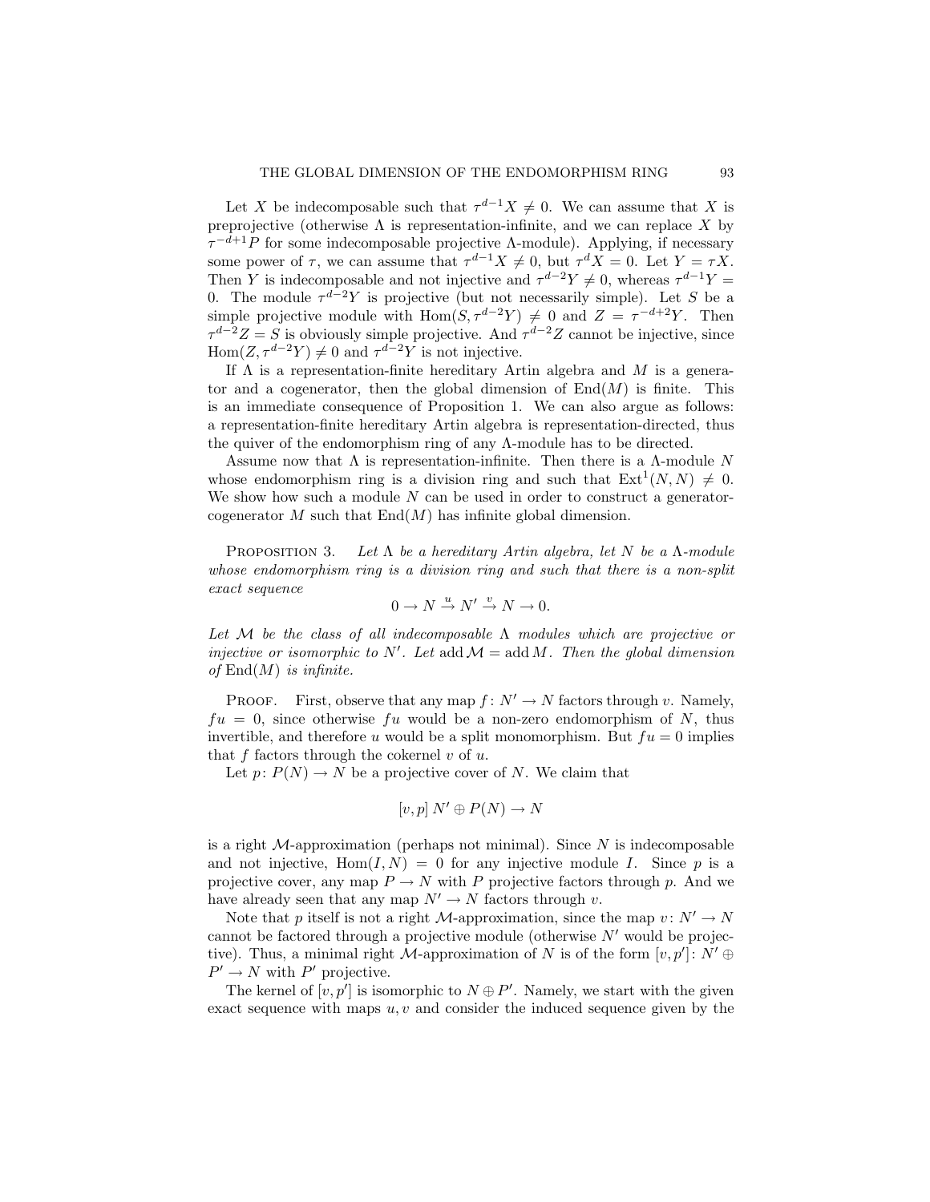Let $X$ be indecomposable such that $\tau^{d-1}X \neq 0$. We can assume that $X$ is preprojective (otherwise $\Lambda$ is representation-infinite, and we can replace $X$ by $\tau^{-d+1}P$ for some indecomposable projective $\Lambda$-module). Applying, if necessary some power of $\tau$, we can assume that $\tau^{d-1}X \neq 0$, but $\tau^d X = 0$. Let $Y = \tau X$. Then $Y$ is indecomposable and not injective and $\tau^{d-2}Y \neq 0$, whereas $\tau^{d-1}Y = 0$. The module $\tau^{d-2}Y$ is projective (but not necessarily simple). Let $S$ be a simple projective module with $\operatorname{Hom}(S, \tau^{d-2}Y) \neq 0$ and $Z = \tau^{-d+2}Y$. Then $\tau^{d-2}Z = S$ is obviously simple projective. And $\tau^{d-2}Z$ cannot be injective, since $\operatorname{Hom}(Z, \tau^{d-2}Y) \neq 0$ and $\tau^{d-2}Y$ is not injective.

If $\Lambda$ is a representation-finite hereditary Artin algebra and $M$ is a generator and a cogenerator, then the global dimension of $\operatorname{End}(M)$ is finite. This is an immediate consequence of Proposition 1. We can also argue as follows: a representation-finite hereditary Artin algebra is representation-directed, thus the quiver of the endomorphism ring of any $\Lambda$-module has to be directed.

Assume now that $\Lambda$ is representation-infinite. Then there is a $\Lambda$-module $N$ whose endomorphism ring is a division ring and such that $\operatorname{Ext}^1(N, N) \neq 0$. We show how such a module $N$ can be used in order to construct a generator-cogenerator $M$ such that $\operatorname{End}(M)$ has infinite global dimension.

Proposition 3. *Let $\Lambda$ be a hereditary Artin algebra, let $N$ be a $\Lambda$-module whose endomorphism ring is a division ring and such that there is a non-split exact sequence*

$$0 \to N \xrightarrow{u} N' \xrightarrow{v} N \to 0.$$

*Let $\mathcal{M}$ be the class of all indecomposable $\Lambda$ modules which are projective or injective or isomorphic to $N'$. Let $\operatorname{add}\mathcal{M} = \operatorname{add} M$. Then the global dimension of $\operatorname{End}(M)$ is infinite.*

Proof. First, observe that any map $f\colon N' \to N$ factors through $v$. Namely, $fu = 0$, since otherwise $fu$ would be a non-zero endomorphism of $N$, thus invertible, and therefore $u$ would be a split monomorphism. But $fu = 0$ implies that $f$ factors through the cokernel $v$ of $u$.

Let $p\colon P(N) \to N$ be a projective cover of $N$. We claim that

$$[v, p]\, N' \oplus P(N) \to N$$

is a right $\mathcal{M}$-approximation (perhaps not minimal). Since $N$ is indecomposable and not injective, $\operatorname{Hom}(I, N) = 0$ for any injective module $I$. Since $p$ is a projective cover, any map $P \to N$ with $P$ projective factors through $p$. And we have already seen that any map $N' \to N$ factors through $v$.

Note that $p$ itself is not a right $\mathcal{M}$-approximation, since the map $v\colon N' \to N$ cannot be factored through a projective module (otherwise $N'$ would be projective). Thus, a minimal right $\mathcal{M}$-approximation of $N$ is of the form $[v, p']\colon N' \oplus P' \to N$ with $P'$ projective.

The kernel of $[v, p']$ is isomorphic to $N \oplus P'$. Namely, we start with the given exact sequence with maps $u, v$ and consider the induced sequence given by the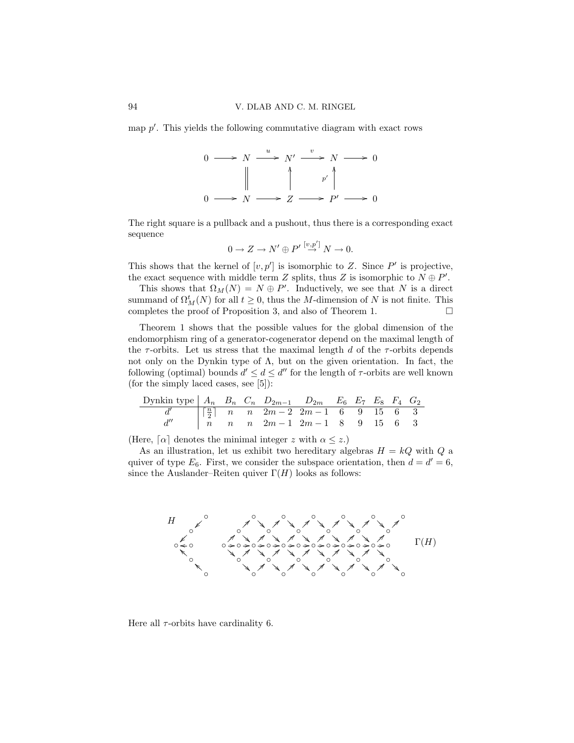map $p'$. This yields the following commutative diagram with exact rows

$$\begin{array}{ccccccccc}
0 & \longrightarrow & N & \xrightarrow{u} & N' & \xrightarrow{v} & N & \longrightarrow & 0 \\
 & & \| & & \uparrow & & \uparrow{\scriptstyle p'} & & \\
0 & \longrightarrow & N & \longrightarrow & Z & \longrightarrow & P' & \longrightarrow & 0
\end{array}$$

The right square is a pullback and a pushout, thus there is a corresponding exact sequence

$$0 \to Z \to N' \oplus P' \overset{[v,p']}{\to} N \to 0.$$

This shows that the kernel of $[v, p']$ is isomorphic to $Z$. Since $P'$ is projective, the exact sequence with middle term $Z$ splits, thus $Z$ is isomorphic to $N \oplus P'$.

This shows that $\Omega_M(N) = N \oplus P'$. Inductively, we see that $N$ is a direct summand of $\Omega_M^t(N)$ for all $t \geq 0$, thus the $M$-dimension of $N$ is not finite. This completes the proof of Proposition 3, and also of Theorem 1. $\square$

Theorem 1 shows that the possible values for the global dimension of the endomorphism ring of a generator-cogenerator depend on the maximal length of the $\tau$-orbits. Let us stress that the maximal length $d$ of the $\tau$-orbits depends not only on the Dynkin type of $\Lambda$, but on the given orientation. In fact, the following (optimal) bounds $d' \leq d \leq d''$ for the length of $\tau$-orbits are well known (for the simply laced cases, see [5]):

| Dynkin type | $A_n$ | $B_n$ | $C_n$ | $D_{2m-1}$ | $D_{2m}$ | $E_6$ | $E_7$ | $E_8$ | $F_4$ | $G_2$ |
|---|---|---|---|---|---|---|---|---|---|---|
| $d'$ | $\lceil \frac{n}{2} \rceil$ | $n$ | $n$ | $2m-2$ | $2m-1$ | 6 | 9 | 15 | 6 | 3 |
| $d''$ | $n$ | $n$ | $n$ | $2m-1$ | $2m-1$ | 8 | 9 | 15 | 6 | 3 |

(Here, $\lceil \alpha \rceil$ denotes the minimal integer $z$ with $\alpha \leq z$.)

As an illustration, let us exhibit two hereditary algebras $H = kQ$ with $Q$ a quiver of type $E_6$. First, we consider the subspace orientation, then $d = d' = 6$, since the Auslander–Reiten quiver $\Gamma(H)$ looks as follows:

Here all $\tau$-orbits have cardinality 6.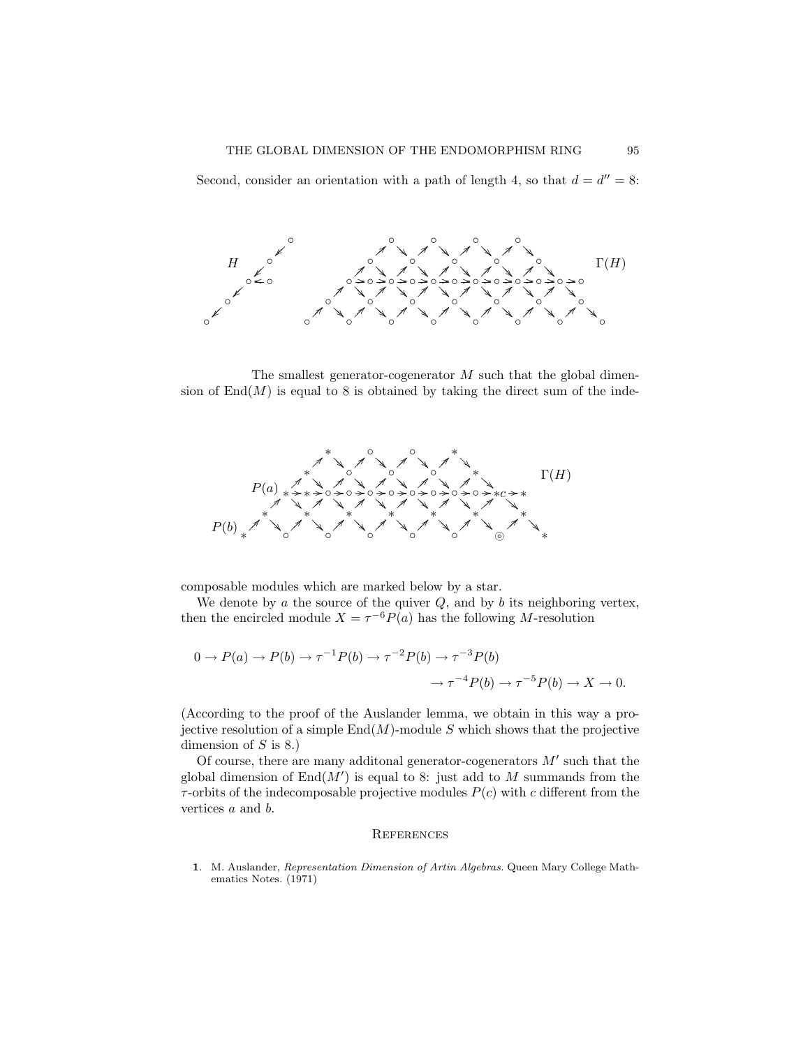Second, consider an orientation with a path of length 4, so that $d = d'' = 8$:

The smallest generator-cogenerator $M$ such that the global dimension of $\operatorname{End}(M)$ is equal to 8 is obtained by taking the direct sum of the indecomposable modules which are marked below by a star.

We denote by $a$ the source of the quiver $Q$, and by $b$ its neighboring vertex, then the encircled module $X = \tau^{-6}P(a)$ has the following $M$-resolution

$$0 \to P(a) \to P(b) \to \tau^{-1}P(b) \to \tau^{-2}P(b) \to \tau^{-3}P(b) \\ \to \tau^{-4}P(b) \to \tau^{-5}P(b) \to X \to 0.$$

(According to the proof of the Auslander lemma, we obtain in this way a projective resolution of a simple $\operatorname{End}(M)$-module $S$ which shows that the projective dimension of $S$ is 8.)

Of course, there are many additonal generator-cogenerators $M'$ such that the global dimension of $\operatorname{End}(M')$ is equal to 8: just add to $M$ summands from the $\tau$-orbits of the indecomposable projective modules $P(c)$ with $c$ different from the vertices $a$ and $b$.

## References

**1**. M. Auslander, *Representation Dimension of Artin Algebras*. Queen Mary College Mathematics Notes. (1971)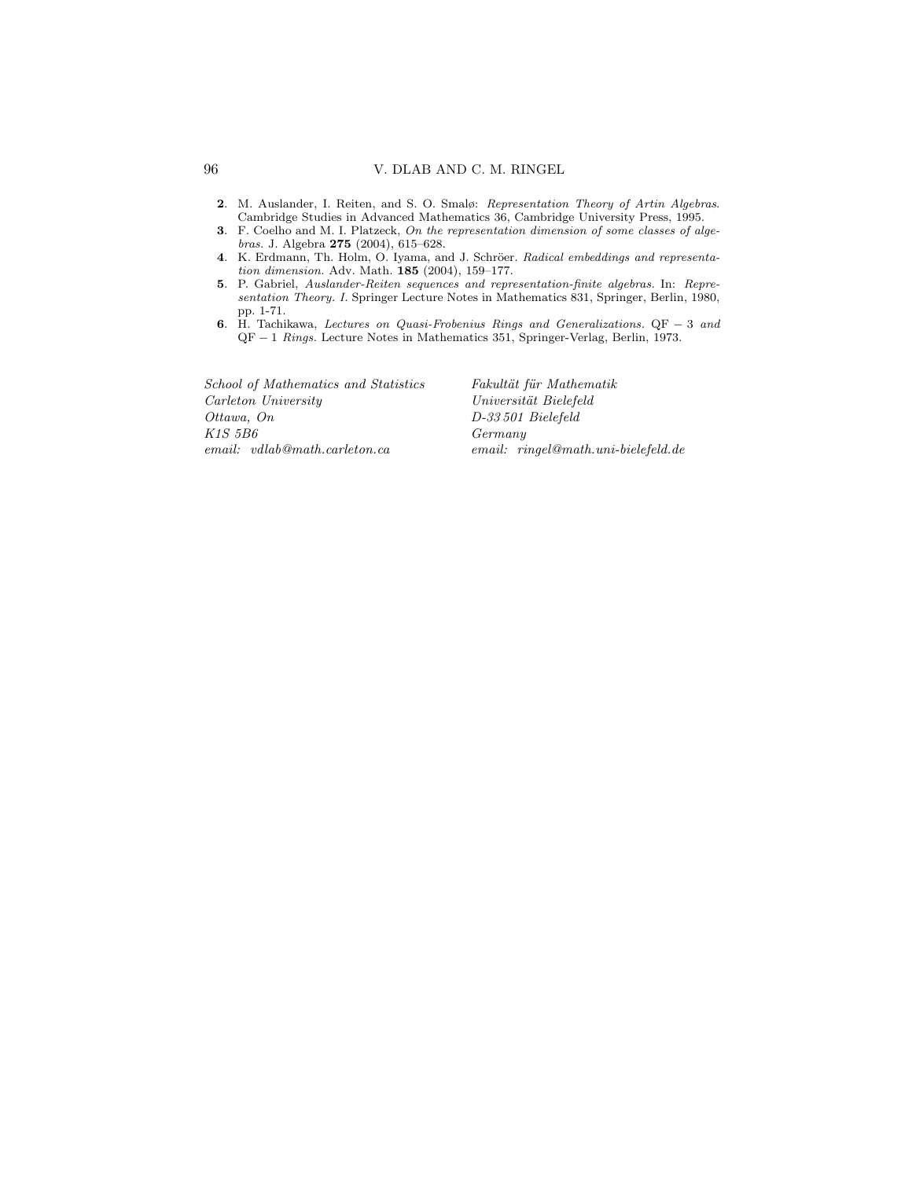**2**. M. Auslander, I. Reiten, and S. O. Smalø: *Representation Theory of Artin Algebras*. Cambridge Studies in Advanced Mathematics 36, Cambridge University Press, 1995.

**3**. F. Coelho and M. I. Platzeck, *On the representation dimension of some classes of algebras.* J. Algebra **275** (2004), 615–628.

**4**. K. Erdmann, Th. Holm, O. Iyama, and J. Schröer. *Radical embeddings and representation dimension.* Adv. Math. **185** (2004), 159–177.

**5**. P. Gabriel, *Auslander-Reiten sequences and representation-finite algebras.* In: *Representation Theory. I.* Springer Lecture Notes in Mathematics 831, Springer, Berlin, 1980, pp. 1-71.

**6**. H. Tachikawa, *Lectures on Quasi-Frobenius Rings and Generalizations.* QF − 3 *and* QF − 1 *Rings*. Lecture Notes in Mathematics 351, Springer-Verlag, Berlin, 1973.

*School of Mathematics and Statistics*
*Carleton University*
*Ottawa, On*
*K1S 5B6*
*email: vdlab@math.carleton.ca*

*Fakultät für Mathematik*
*Universität Bielefeld*
*D-33 501 Bielefeld*
*Germany*
*email: ringel@math.uni-bielefeld.de*